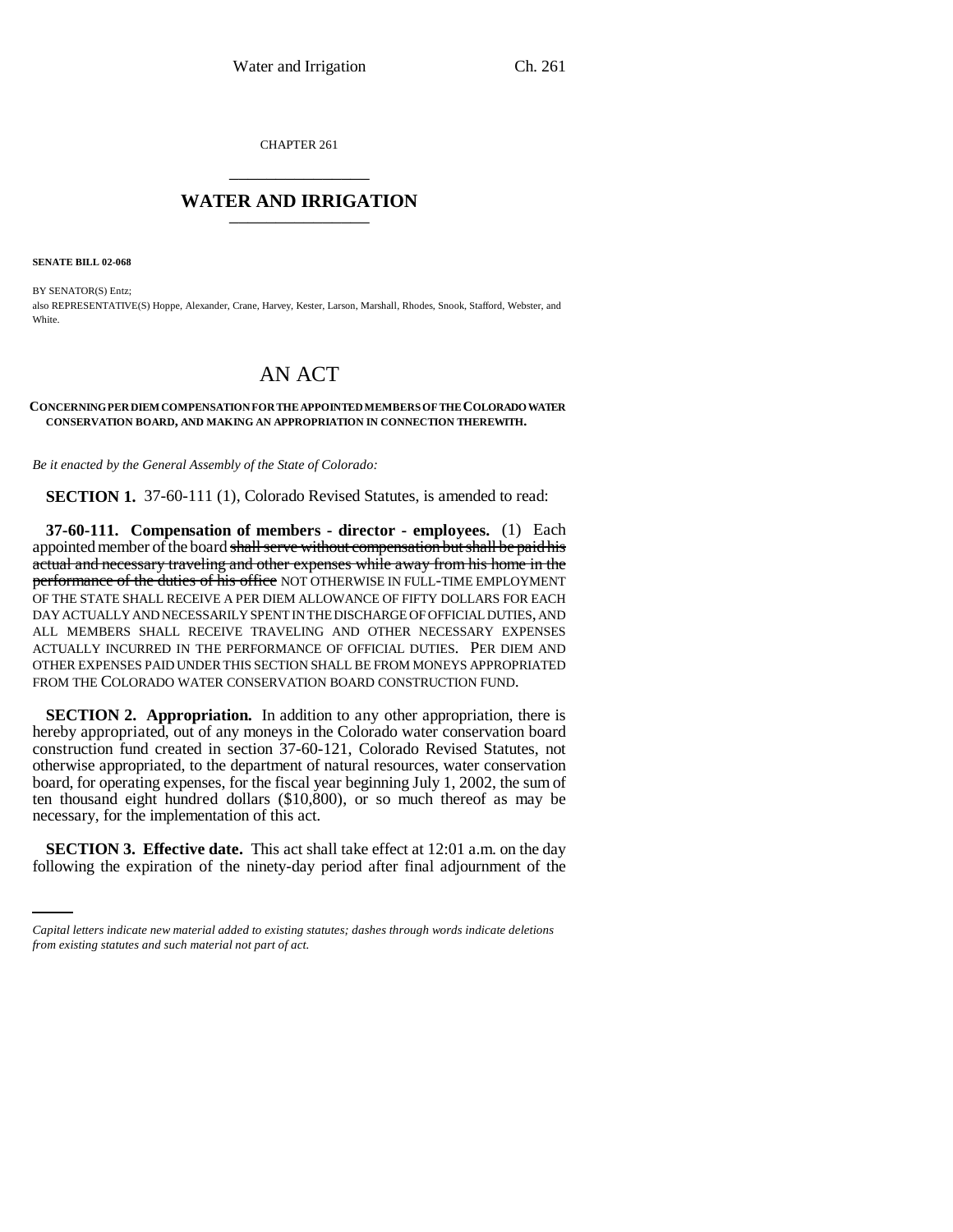CHAPTER 261

# WATER AND IRRIGATION

**SENATE BILL 02-068**

BY SENATOR(S) Entz;
also REPRESENTATIVE(S) Hoppe, Alexander, Crane, Harvey, Kester, Larson, Marshall, Rhodes, Snook, Stafford, Webster, and White.

# AN ACT

**CONCERNING PER DIEM COMPENSATION FOR THE APPOINTED MEMBERS OF THE COLORADO WATER CONSERVATION BOARD, AND MAKING AN APPROPRIATION IN CONNECTION THEREWITH.**

*Be it enacted by the General Assembly of the State of Colorado:*

**SECTION 1.** 37-60-111 (1), Colorado Revised Statutes, is amended to read:

**37-60-111. Compensation of members - director - employees.** (1) Each appointed member of the board ~~shall serve without compensation but shall be paid his actual and necessary traveling and other expenses while away from his home in the performance of the duties of his office~~ NOT OTHERWISE IN FULL-TIME EMPLOYMENT OF THE STATE SHALL RECEIVE A PER DIEM ALLOWANCE OF FIFTY DOLLARS FOR EACH DAY ACTUALLY AND NECESSARILY SPENT IN THE DISCHARGE OF OFFICIAL DUTIES, AND ALL MEMBERS SHALL RECEIVE TRAVELING AND OTHER NECESSARY EXPENSES ACTUALLY INCURRED IN THE PERFORMANCE OF OFFICIAL DUTIES. PER DIEM AND OTHER EXPENSES PAID UNDER THIS SECTION SHALL BE FROM MONEYS APPROPRIATED FROM THE COLORADO WATER CONSERVATION BOARD CONSTRUCTION FUND.

**SECTION 2. Appropriation.** In addition to any other appropriation, there is hereby appropriated, out of any moneys in the Colorado water conservation board construction fund created in section 37-60-121, Colorado Revised Statutes, not otherwise appropriated, to the department of natural resources, water conservation board, for operating expenses, for the fiscal year beginning July 1, 2002, the sum of ten thousand eight hundred dollars ($10,800), or so much thereof as may be necessary, for the implementation of this act.

**SECTION 3. Effective date.** This act shall take effect at 12:01 a.m. on the day following the expiration of the ninety-day period after final adjournment of the

*Capital letters indicate new material added to existing statutes; dashes through words indicate deletions from existing statutes and such material not part of act.*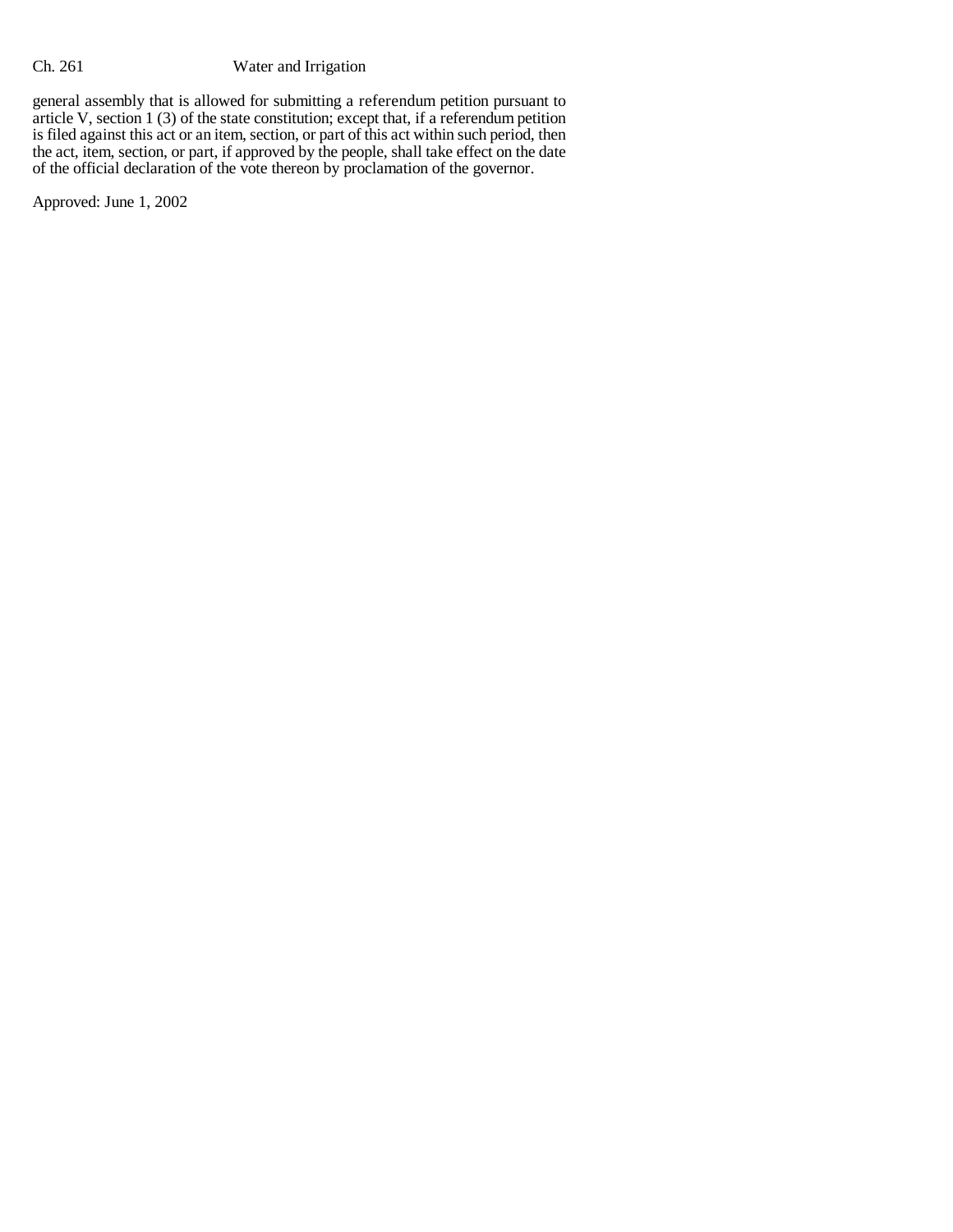general assembly that is allowed for submitting a referendum petition pursuant to article V, section 1 (3) of the state constitution; except that, if a referendum petition is filed against this act or an item, section, or part of this act within such period, then the act, item, section, or part, if approved by the people, shall take effect on the date of the official declaration of the vote thereon by proclamation of the governor.

Approved: June 1, 2002